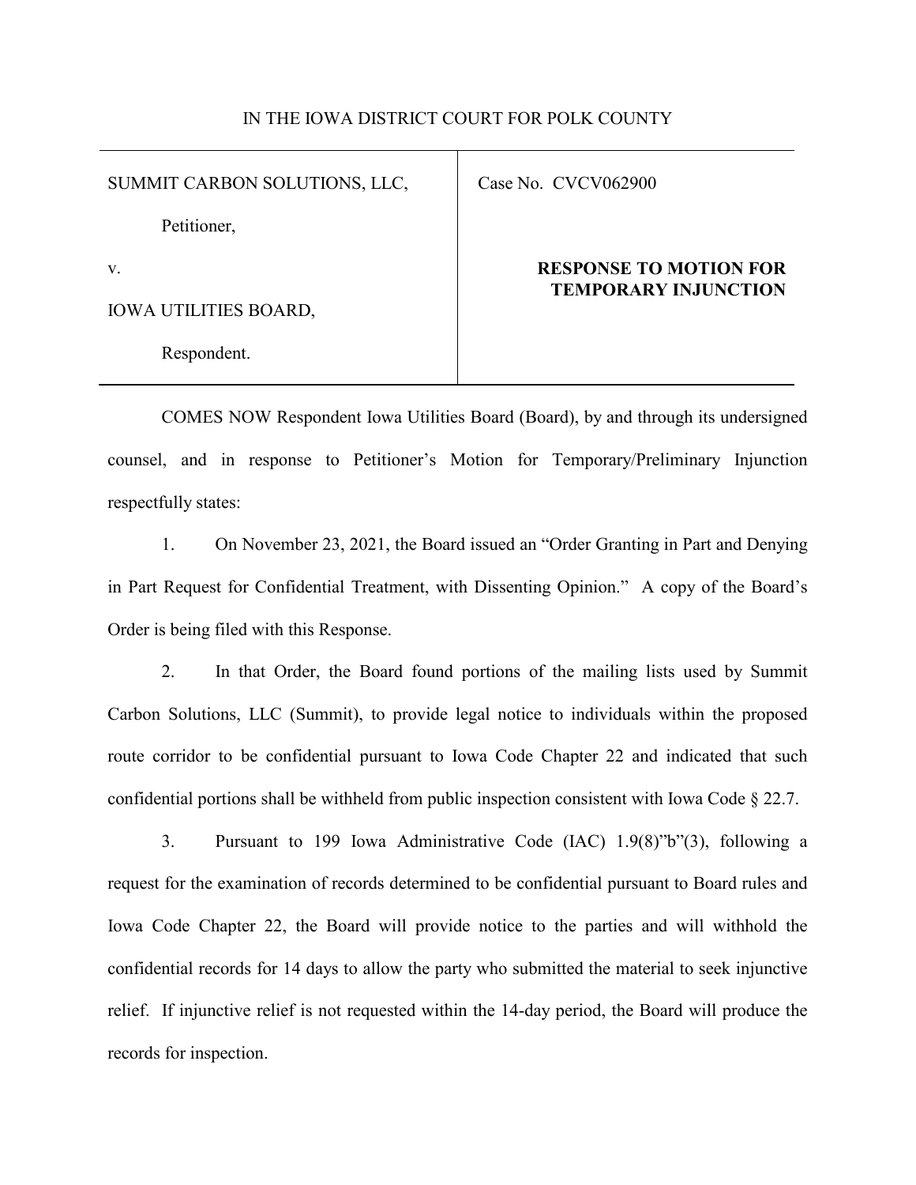IN THE IOWA DISTRICT COURT FOR POLK COUNTY

| SUMMIT CARBON SOLUTIONS, LLC,<br><br>Petitioner,<br><br>v.<br><br>IOWA UTILITIES BOARD,<br><br>Respondent. | Case No. CVCV062900<br><br>**RESPONSE TO MOTION FOR TEMPORARY INJUNCTION** |
|---|---|

COMES NOW Respondent Iowa Utilities Board (Board), by and through its undersigned counsel, and in response to Petitioner's Motion for Temporary/Preliminary Injunction respectfully states:

1. On November 23, 2021, the Board issued an "Order Granting in Part and Denying in Part Request for Confidential Treatment, with Dissenting Opinion." A copy of the Board's Order is being filed with this Response.

2. In that Order, the Board found portions of the mailing lists used by Summit Carbon Solutions, LLC (Summit), to provide legal notice to individuals within the proposed route corridor to be confidential pursuant to Iowa Code Chapter 22 and indicated that such confidential portions shall be withheld from public inspection consistent with Iowa Code § 22.7.

3. Pursuant to 199 Iowa Administrative Code (IAC) 1.9(8)"b"(3), following a request for the examination of records determined to be confidential pursuant to Board rules and Iowa Code Chapter 22, the Board will provide notice to the parties and will withhold the confidential records for 14 days to allow the party who submitted the material to seek injunctive relief. If injunctive relief is not requested within the 14-day period, the Board will produce the records for inspection.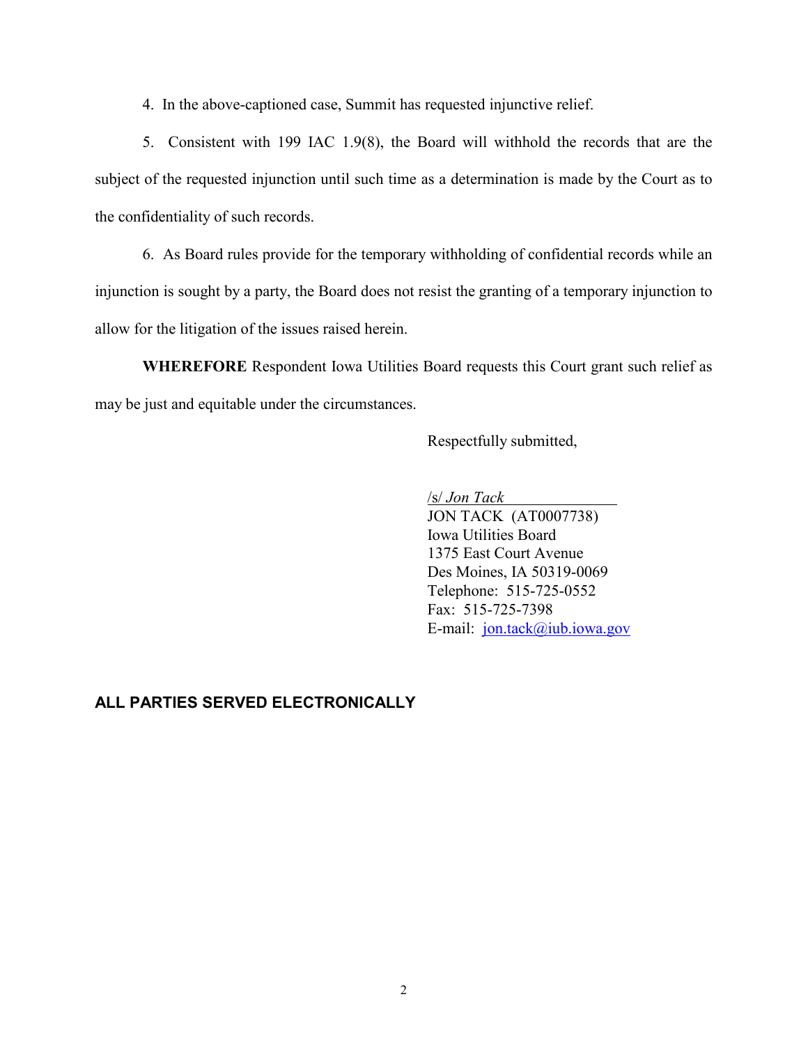4. In the above-captioned case, Summit has requested injunctive relief.

5. Consistent with 199 IAC 1.9(8), the Board will withhold the records that are the subject of the requested injunction until such time as a determination is made by the Court as to the confidentiality of such records.

6. As Board rules provide for the temporary withholding of confidential records while an injunction is sought by a party, the Board does not resist the granting of a temporary injunction to allow for the litigation of the issues raised herein.

**WHEREFORE** Respondent Iowa Utilities Board requests this Court grant such relief as may be just and equitable under the circumstances.

Respectfully submitted,

/s/ *Jon Tack*
JON TACK (AT0007738)
Iowa Utilities Board
1375 East Court Avenue
Des Moines, IA 50319-0069
Telephone: 515-725-0552
Fax: 515-725-7398
E-mail: jon.tack@iub.iowa.gov

**ALL PARTIES SERVED ELECTRONICALLY**